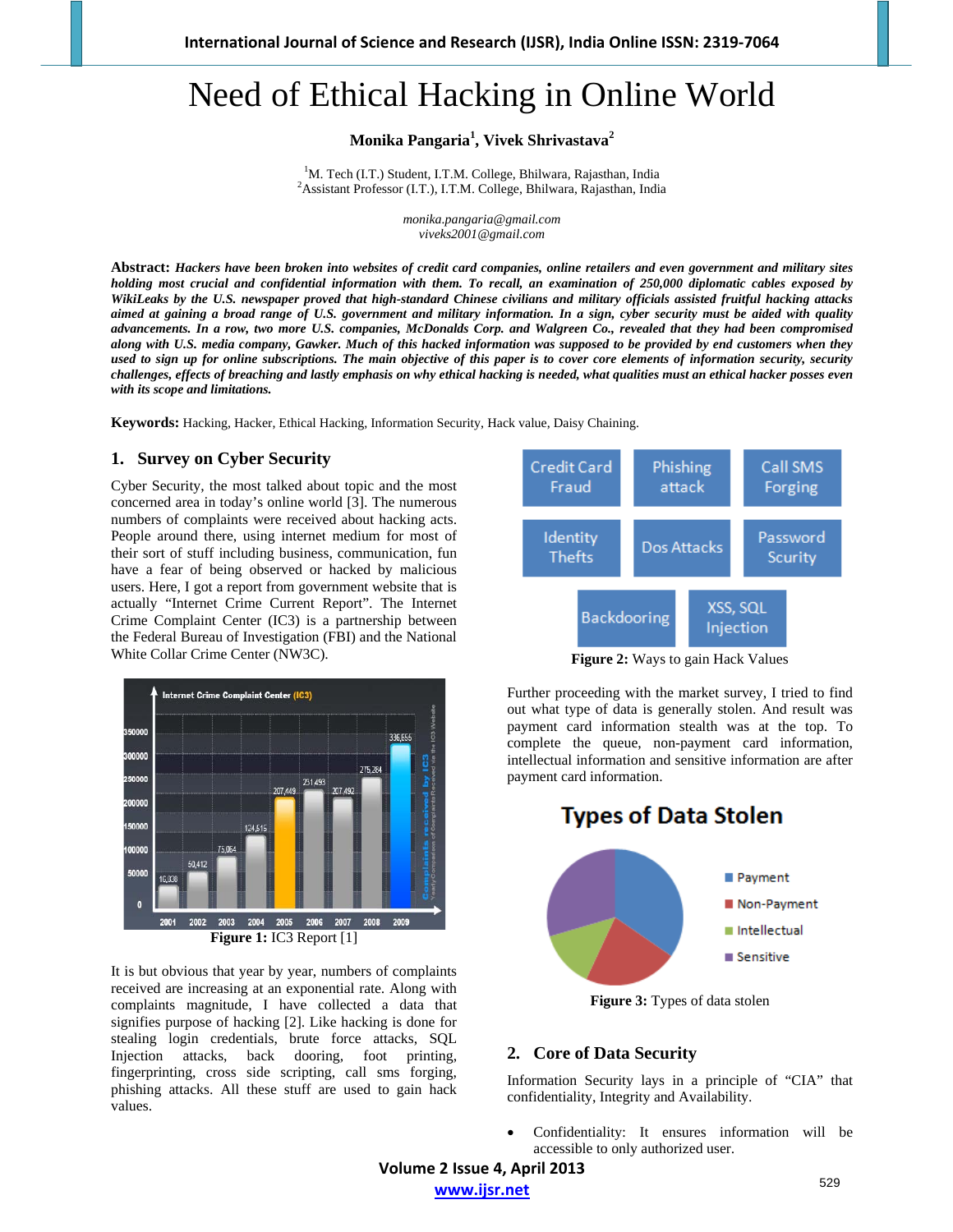# Need of Ethical Hacking in Online World

**Monika Pangaria[1], Vivek Shrivastava[2]**

[1]M. Tech (I.T.) Student, I.T.M. College, Bhilwara, Rajasthan, India
[2]Assistant Professor (I.T.), I.T.M. College, Bhilwara, Rajasthan, India

*monika.pangaria@gmail.com*
*viveks2001@gmail.com*

**Abstract:** ***Hackers have been broken into websites of credit card companies, online retailers and even government and military sites holding most crucial and confidential information with them. To recall, an examination of 250,000 diplomatic cables exposed by WikiLeaks by the U.S. newspaper proved that high-standard Chinese civilians and military officials assisted fruitful hacking attacks aimed at gaining a broad range of U.S. government and military information. In a sign, cyber security must be aided with quality advancements. In a row, two more U.S. companies, McDonalds Corp. and Walgreen Co., revealed that they had been compromised along with U.S. media company, Gawker. Much of this hacked information was supposed to be provided by end customers when they used to sign up for online subscriptions. The main objective of this paper is to cover core elements of information security, security challenges, effects of breaching and lastly emphasis on why ethical hacking is needed, what qualities must an ethical hacker posses even with its scope and limitations.***

**Keywords:** Hacking, Hacker, Ethical Hacking, Information Security, Hack value, Daisy Chaining.

## 1. Survey on Cyber Security

Cyber Security, the most talked about topic and the most concerned area in today's online world [3]. The numerous numbers of complaints were received about hacking acts. People around there, using internet medium for most of their sort of stuff including business, communication, fun have a fear of being observed or hacked by malicious users. Here, I got a report from government website that is actually "Internet Crime Current Report". The Internet Crime Complaint Center (IC3) is a partnership between the Federal Bureau of Investigation (FBI) and the National White Collar Crime Center (NW3C).

**Figure 1:** IC3 Report [1]

It is but obvious that year by year, numbers of complaints received are increasing at an exponential rate. Along with complaints magnitude, I have collected a data that signifies purpose of hacking [2]. Like hacking is done for stealing login credentials, brute force attacks, SQL Injection attacks, back dooring, foot printing, fingerprinting, cross side scripting, call sms forging, phishing attacks. All these stuff are used to gain hack values.

**Figure 2:** Ways to gain Hack Values

Further proceeding with the market survey, I tried to find out what type of data is generally stolen. And result was payment card information stealth was at the top. To complete the queue, non-payment card information, intellectual information and sensitive information are after payment card information.

**Figure 3:** Types of data stolen

## 2. Core of Data Security

Information Security lays in a principle of "CIA" that confidentiality, Integrity and Availability.

- Confidentiality: It ensures information will be accessible to only authorized user.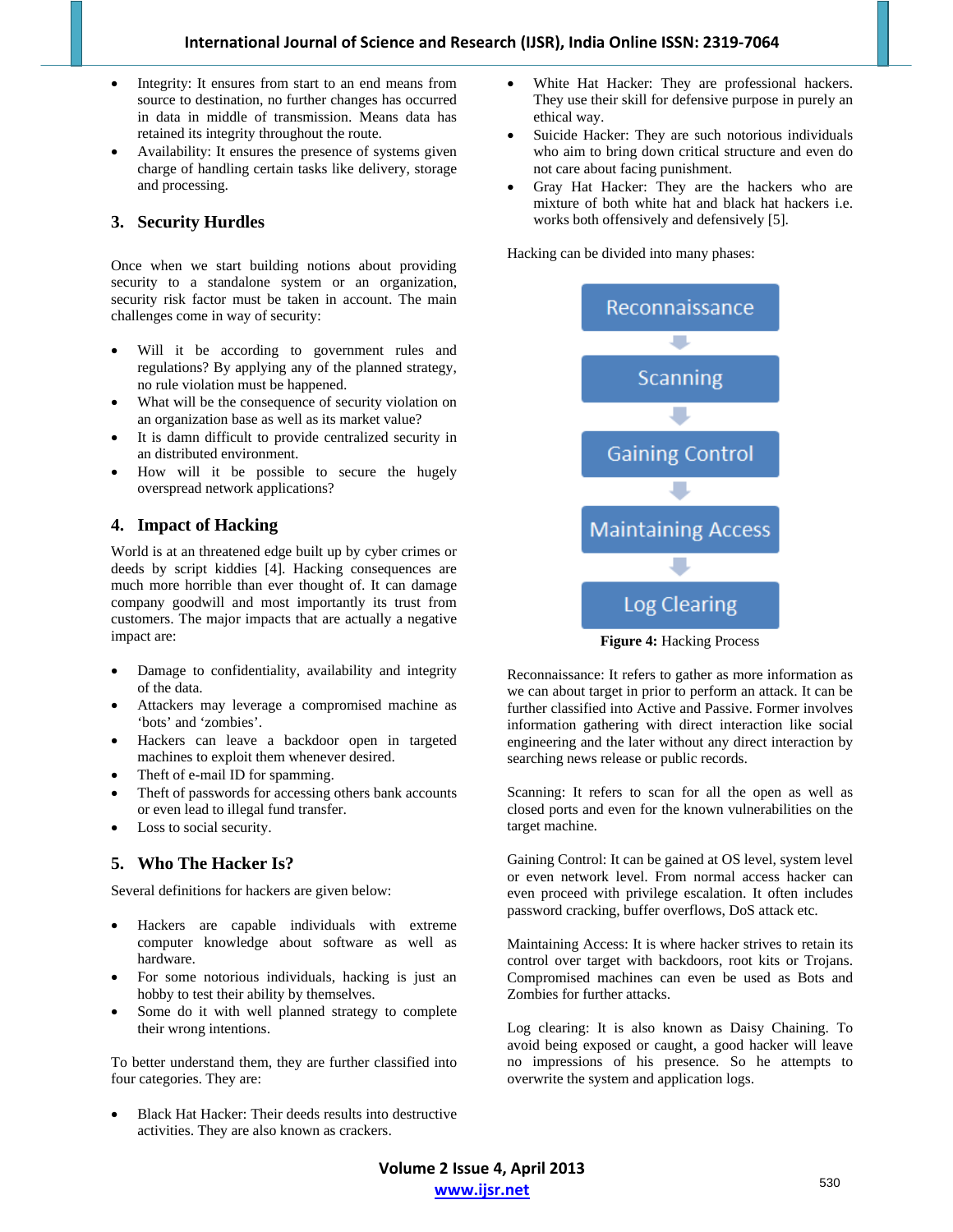- Integrity: It ensures from start to an end means from source to destination, no further changes has occurred in data in middle of transmission. Means data has retained its integrity throughout the route.
- Availability: It ensures the presence of systems given charge of handling certain tasks like delivery, storage and processing.

## 3. Security Hurdles

Once when we start building notions about providing security to a standalone system or an organization, security risk factor must be taken in account. The main challenges come in way of security:

- Will it be according to government rules and regulations? By applying any of the planned strategy, no rule violation must be happened.
- What will be the consequence of security violation on an organization base as well as its market value?
- It is damn difficult to provide centralized security in an distributed environment.
- How will it be possible to secure the hugely overspread network applications?

## 4. Impact of Hacking

World is at an threatened edge built up by cyber crimes or deeds by script kiddies [4]. Hacking consequences are much more horrible than ever thought of. It can damage company goodwill and most importantly its trust from customers. The major impacts that are actually a negative impact are:

- Damage to confidentiality, availability and integrity of the data.
- Attackers may leverage a compromised machine as 'bots' and 'zombies'.
- Hackers can leave a backdoor open in targeted machines to exploit them whenever desired.
- Theft of e-mail ID for spamming.
- Theft of passwords for accessing others bank accounts or even lead to illegal fund transfer.
- Loss to social security.

## 5. Who The Hacker Is?

Several definitions for hackers are given below:

- Hackers are capable individuals with extreme computer knowledge about software as well as hardware.
- For some notorious individuals, hacking is just an hobby to test their ability by themselves.
- Some do it with well planned strategy to complete their wrong intentions.

To better understand them, they are further classified into four categories. They are:

- Black Hat Hacker: Their deeds results into destructive activities. They are also known as crackers.
- White Hat Hacker: They are professional hackers. They use their skill for defensive purpose in purely an ethical way.
- Suicide Hacker: They are such notorious individuals who aim to bring down critical structure and even do not care about facing punishment.
- Gray Hat Hacker: They are the hackers who are mixture of both white hat and black hat hackers i.e. works both offensively and defensively [5].

Hacking can be divided into many phases:

Reconnaissance → Scanning → Gaining Control → Maintaining Access → Log Clearing

**Figure 4:** Hacking Process

Reconnaissance: It refers to gather as more information as we can about target in prior to perform an attack. It can be further classified into Active and Passive. Former involves information gathering with direct interaction like social engineering and the later without any direct interaction by searching news release or public records.

Scanning: It refers to scan for all the open as well as closed ports and even for the known vulnerabilities on the target machine.

Gaining Control: It can be gained at OS level, system level or even network level. From normal access hacker can even proceed with privilege escalation. It often includes password cracking, buffer overflows, DoS attack etc.

Maintaining Access: It is where hacker strives to retain its control over target with backdoors, root kits or Trojans. Compromised machines can even be used as Bots and Zombies for further attacks.

Log clearing: It is also known as Daisy Chaining. To avoid being exposed or caught, a good hacker will leave no impressions of his presence. So he attempts to overwrite the system and application logs.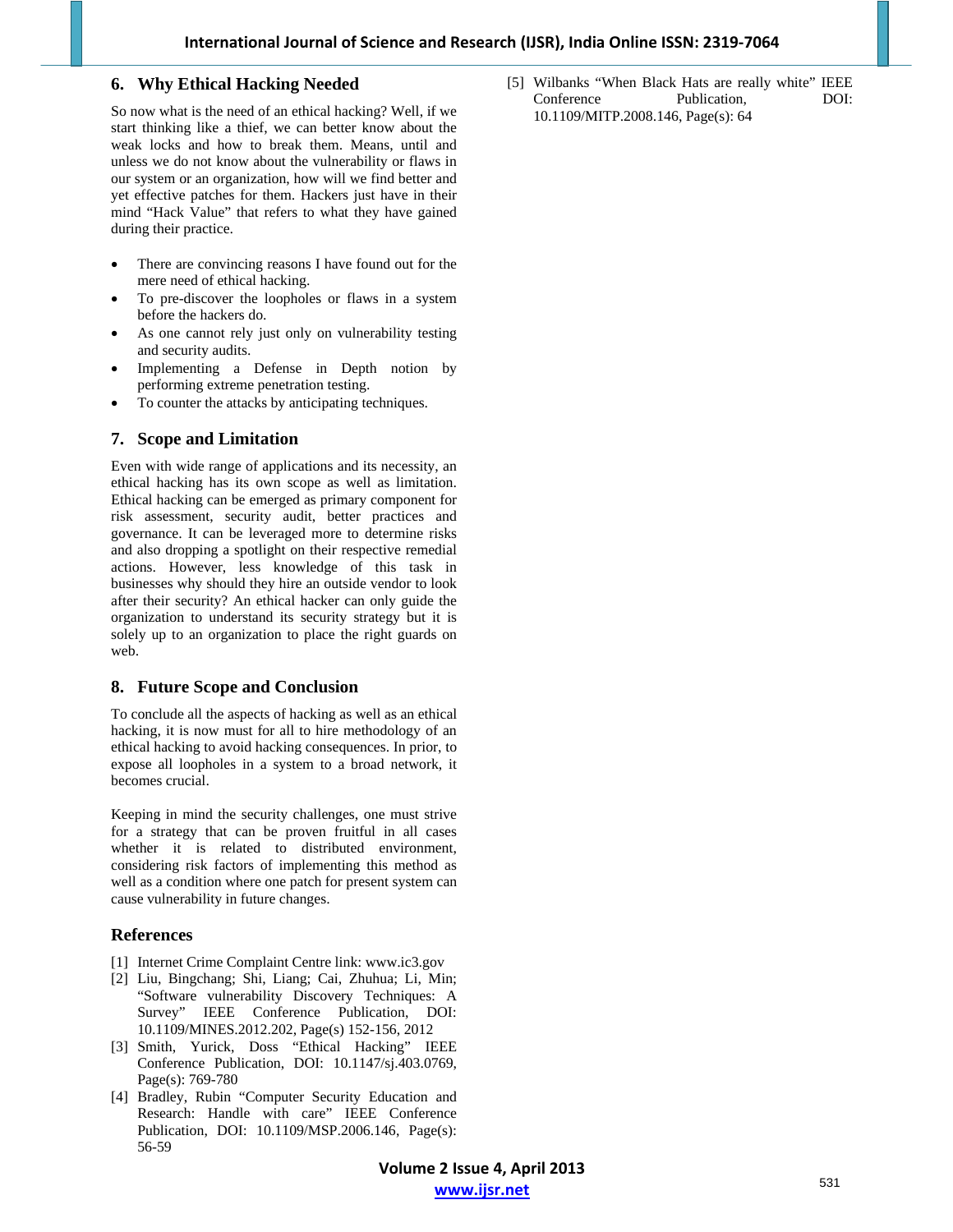## 6. Why Ethical Hacking Needed

So now what is the need of an ethical hacking? Well, if we start thinking like a thief, we can better know about the weak locks and how to break them. Means, until and unless we do not know about the vulnerability or flaws in our system or an organization, how will we find better and yet effective patches for them. Hackers just have in their mind "Hack Value" that refers to what they have gained during their practice.

- There are convincing reasons I have found out for the mere need of ethical hacking.
- To pre-discover the loopholes or flaws in a system before the hackers do.
- As one cannot rely just only on vulnerability testing and security audits.
- Implementing a Defense in Depth notion by performing extreme penetration testing.
- To counter the attacks by anticipating techniques.

## 7. Scope and Limitation

Even with wide range of applications and its necessity, an ethical hacking has its own scope as well as limitation. Ethical hacking can be emerged as primary component for risk assessment, security audit, better practices and governance. It can be leveraged more to determine risks and also dropping a spotlight on their respective remedial actions. However, less knowledge of this task in businesses why should they hire an outside vendor to look after their security? An ethical hacker can only guide the organization to understand its security strategy but it is solely up to an organization to place the right guards on web.

## 8. Future Scope and Conclusion

To conclude all the aspects of hacking as well as an ethical hacking, it is now must for all to hire methodology of an ethical hacking to avoid hacking consequences. In prior, to expose all loopholes in a system to a broad network, it becomes crucial.

Keeping in mind the security challenges, one must strive for a strategy that can be proven fruitful in all cases whether it is related to distributed environment, considering risk factors of implementing this method as well as a condition where one patch for present system can cause vulnerability in future changes.

## References

[1] Internet Crime Complaint Centre link: www.ic3.gov

[2] Liu, Bingchang; Shi, Liang; Cai, Zhuhua; Li, Min; "Software vulnerability Discovery Techniques: A Survey" IEEE Conference Publication, DOI: 10.1109/MINES.2012.202, Page(s) 152-156, 2012

[3] Smith, Yurick, Doss "Ethical Hacking" IEEE Conference Publication, DOI: 10.1147/sj.403.0769, Page(s): 769-780

[4] Bradley, Rubin "Computer Security Education and Research: Handle with care" IEEE Conference Publication, DOI: 10.1109/MSP.2006.146, Page(s): 56-59

[5] Wilbanks "When Black Hats are really white" IEEE Conference Publication, DOI: 10.1109/MITP.2008.146, Page(s): 64